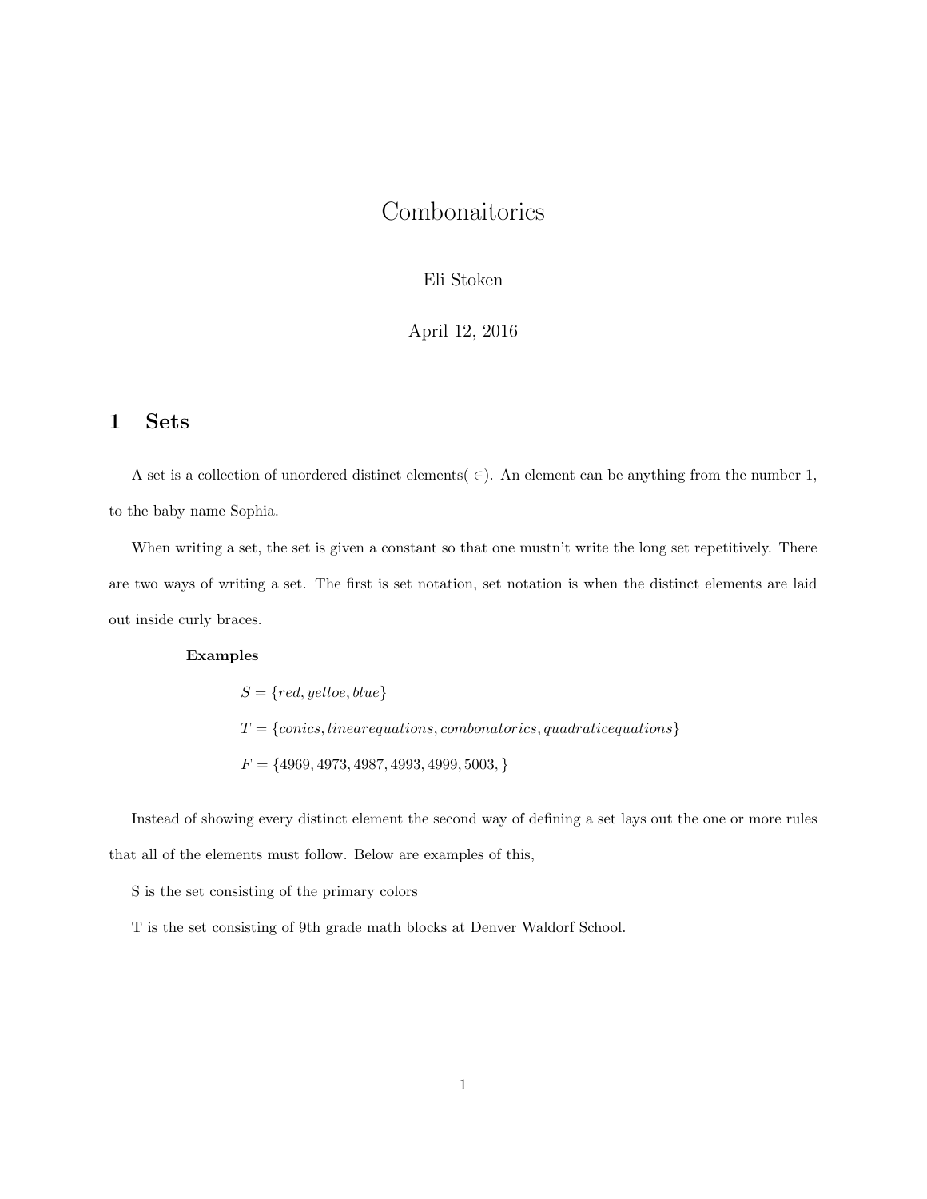# Combonaitorics

Eli Stoken

April 12, 2016

## 1 Sets

A set is a collection of unordered distinct elements( $\in$). An element can be anything from the number 1, to the baby name Sophia.

When writing a set, the set is given a constant so that one mustn't write the long set repetitively. There are two ways of writing a set. The first is set notation, set notation is when the distinct elements are laid out inside curly braces.

**Examples**

$S = \{red, yelloe, blue\}$

$T = \{conics, linearequations, combonatorics, quadraticequations\}$

$F = \{4969, 4973, 4987, 4993, 4999, 5003, \}$

Instead of showing every distinct element the second way of defining a set lays out the one or more rules that all of the elements must follow. Below are examples of this,

S is the set consisting of the primary colors

T is the set consisting of 9th grade math blocks at Denver Waldorf School.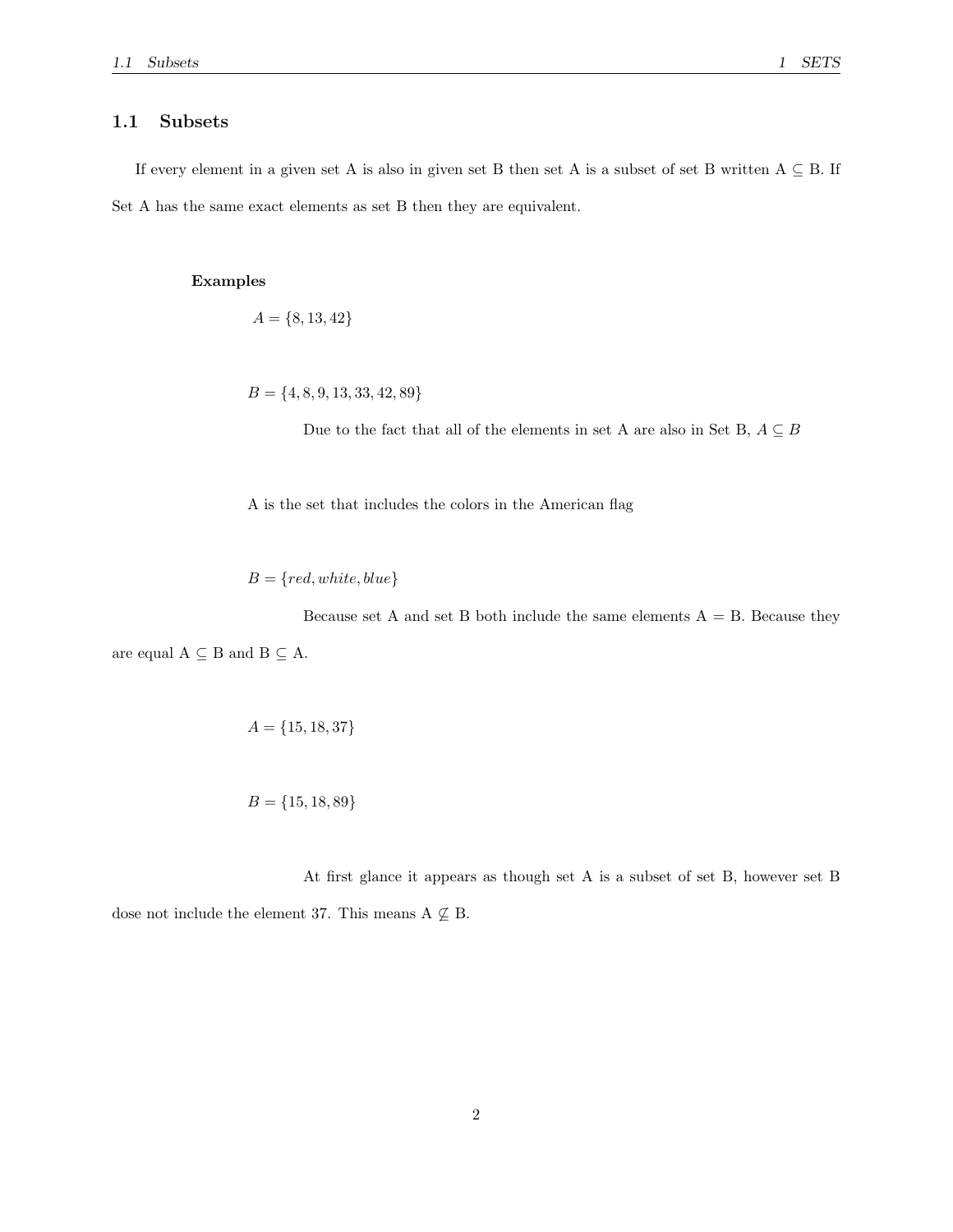## 1.1 Subsets

If every element in a given set A is also in given set B then set A is a subset of set B written A $\subseteq$ B. If Set A has the same exact elements as set B then they are equivalent.

**Examples**

$A = \{8, 13, 42\}$

$B = \{4, 8, 9, 13, 33, 42, 89\}$

Due to the fact that all of the elements in set A are also in Set B, $A \subseteq B$

A is the set that includes the colors in the American flag

$B = \{red, white, blue\}$

Because set A and set B both include the same elements A = B. Because they are equal A $\subseteq$ B and B $\subseteq$ A.

$A = \{15, 18, 37\}$

$B = \{15, 18, 89\}$

At first glance it appears as though set A is a subset of set B, however set B dose not include the element 37. This means A $\not\subseteq$ B.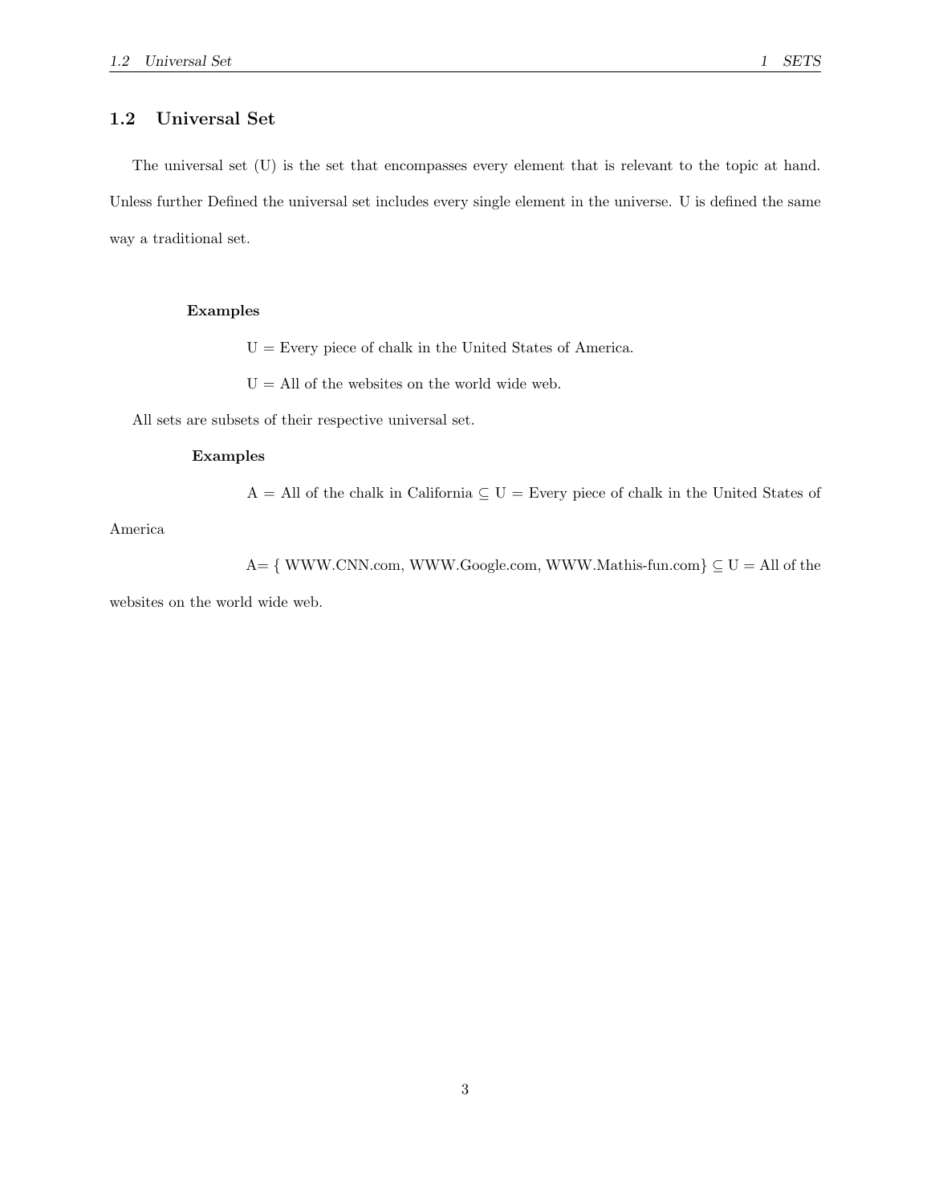## 1.2 Universal Set

The universal set (U) is the set that encompasses every element that is relevant to the topic at hand. Unless further Defined the universal set includes every single element in the universe. U is defined the same way a traditional set.

**Examples**

U = Every piece of chalk in the United States of America.

U = All of the websites on the world wide web.

All sets are subsets of their respective universal set.

**Examples**

A = All of the chalk in California $\subseteq$ U = Every piece of chalk in the United States of America

A= { WWW.CNN.com, WWW.Google.com, WWW.Mathis-fun.com} $\subseteq$ U = All of the websites on the world wide web.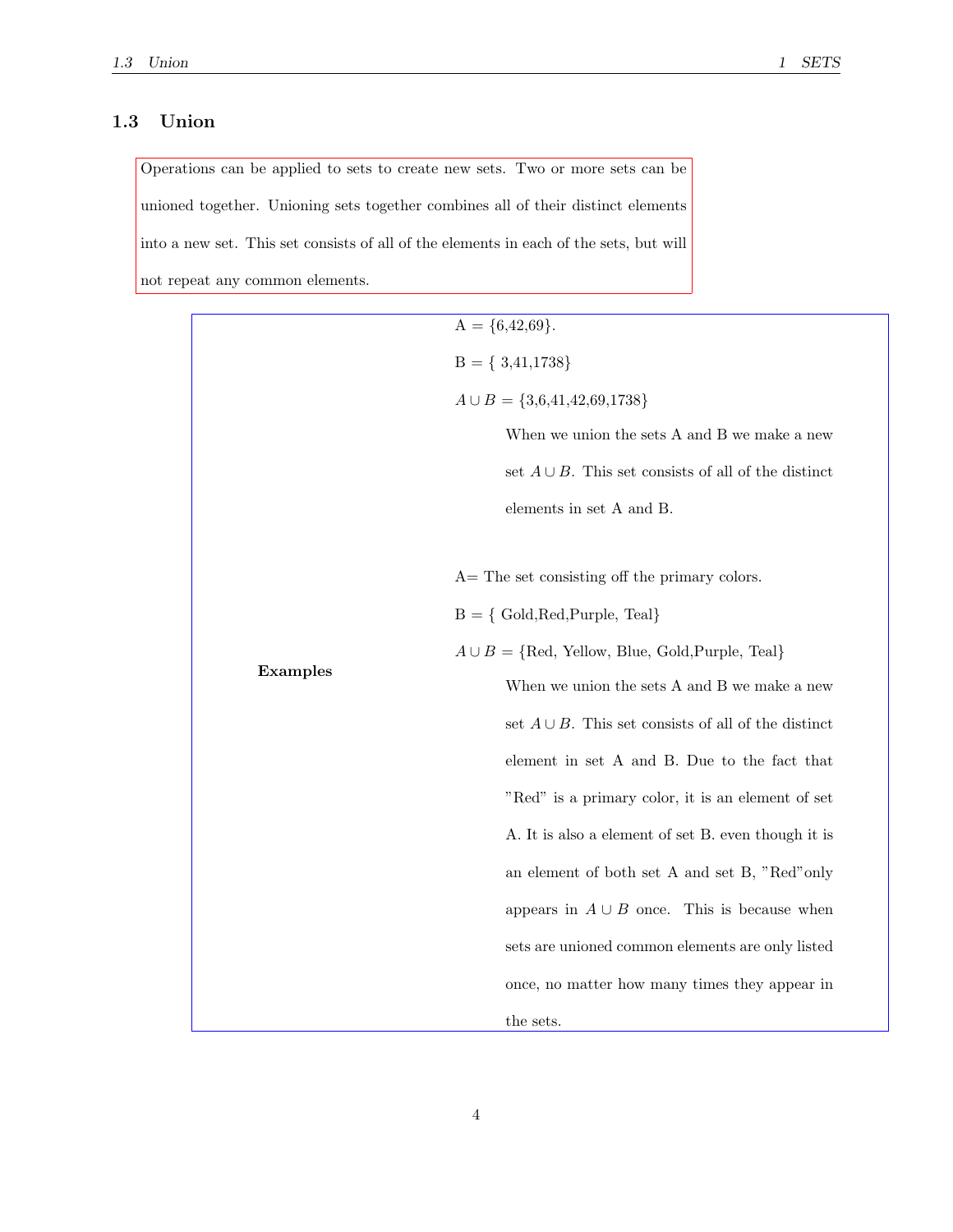## 1.3 Union

Operations can be applied to sets to create new sets. Two or more sets can be unioned together. Unioning sets together combines all of their distinct elements into a new set. This set consists of all of the elements in each of the sets, but will not repeat any common elements.

**Examples**

A = {6,42,69}.

B = { 3,41,1738}

$A \cup B$ = {3,6,41,42,69,1738}

When we union the sets A and B we make a new set $A \cup B$. This set consists of all of the distinct elements in set A and B.

A= The set consisting off the primary colors.

B = { Gold,Red,Purple, Teal}

$A \cup B$ = {Red, Yellow, Blue, Gold,Purple, Teal}

When we union the sets A and B we make a new set $A \cup B$. This set consists of all of the distinct element in set A and B. Due to the fact that "Red" is a primary color, it is an element of set A. It is also a element of set B. even though it is an element of both set A and set B, "Red"only appears in $A \cup B$ once. This is because when sets are unioned common elements are only listed once, no matter how many times they appear in the sets.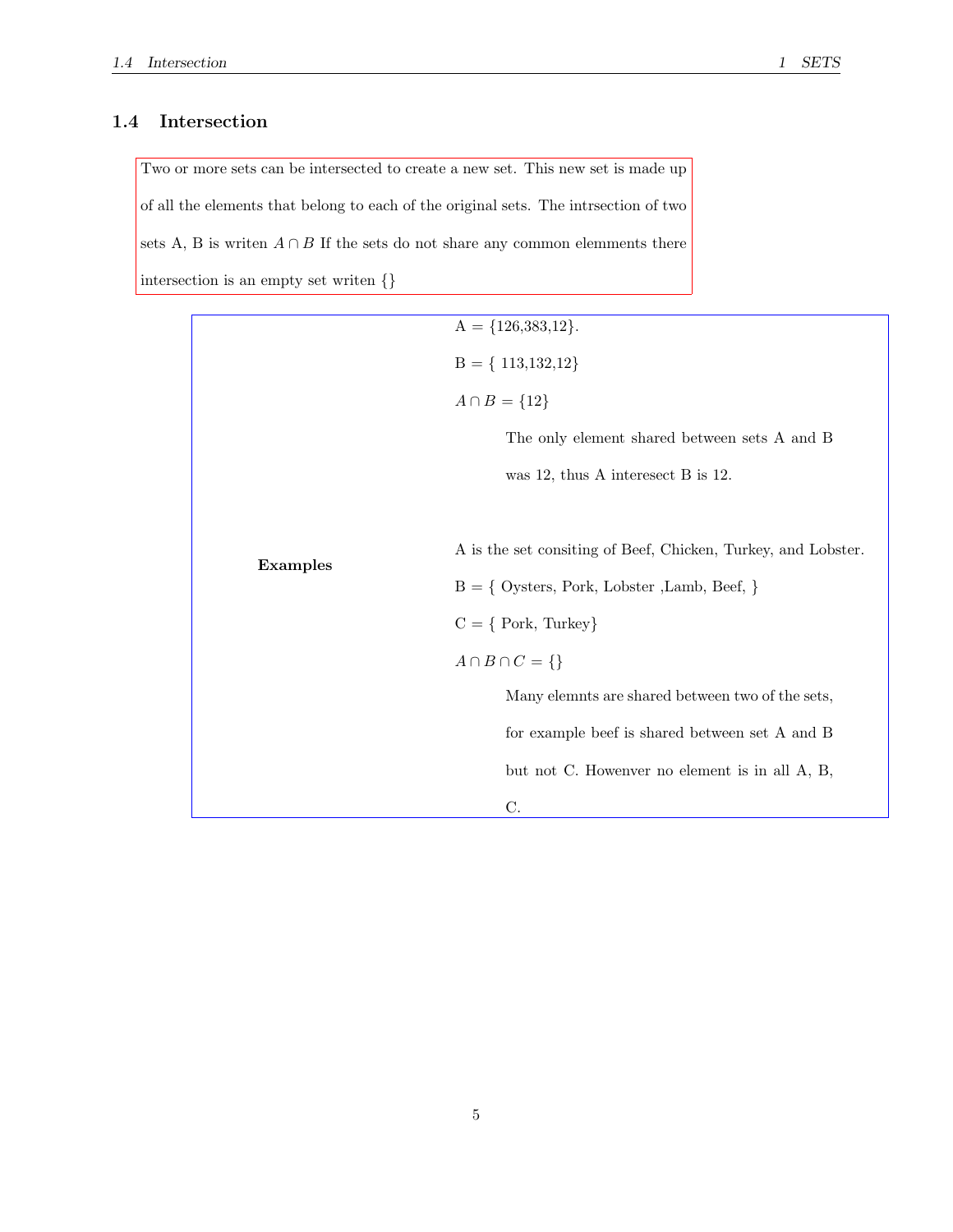## 1.4 Intersection

Two or more sets can be intersected to create a new set. This new set is made up of all the elements that belong to each of the original sets. The intrsection of two sets A, B is writen $A \cap B$ If the sets do not share any common elemments there intersection is an empty set writen {}

**Examples**

A = {126,383,12}.

B = { 113,132,12}

$A \cap B$ = {12}

> The only element shared between sets A and B was 12, thus A interesect B is 12.

A is the set consiting of Beef, Chicken, Turkey, and Lobster.

B = { Oysters, Pork, Lobster ,Lamb, Beef, }

C = { Pork, Turkey}

$A \cap B \cap C$ = {}

> Many elemnts are shared between two of the sets, for example beef is shared between set A and B but not C. Howenver no element is in all A, B, C.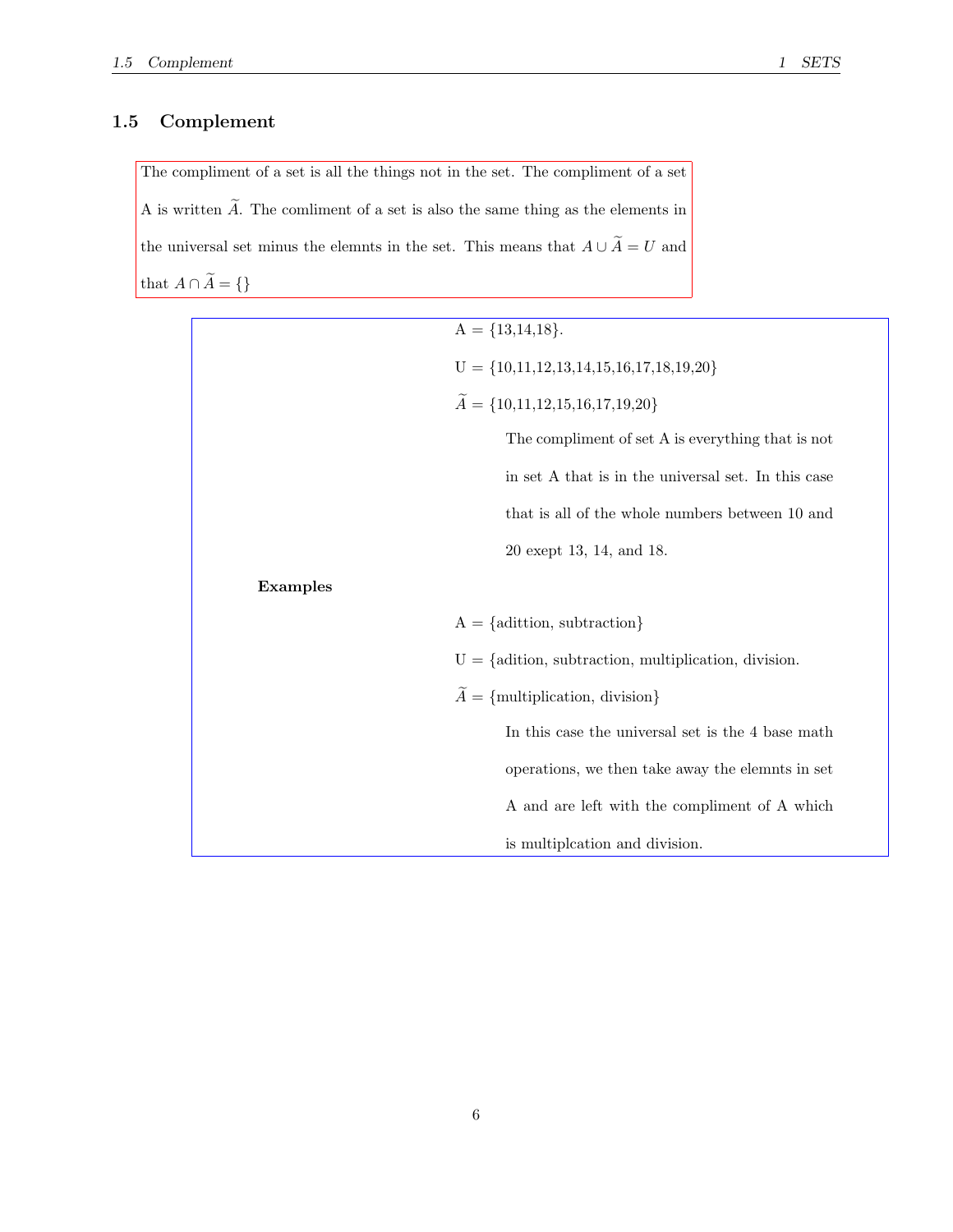## 1.5 Complement

The compliment of a set is all the things not in the set. The compliment of a set A is written $\widetilde{A}$. The comliment of a set is also the same thing as the elements in the universal set minus the elemnts in the set. This means that $A \cup \widetilde{A} = U$ and that $A \cap \widetilde{A} = \{\}$

**Examples**

A = {13,14,18}.

U = {10,11,12,13,14,15,16,17,18,19,20}

$\widetilde{A}$ = {10,11,12,15,16,17,19,20}

The compliment of set A is everything that is not in set A that is in the universal set. In this case that is all of the whole numbers between 10 and 20 exept 13, 14, and 18.

A = {adittion, subtraction}

U = {adition, subtraction, multiplication, division.

$\widetilde{A}$ = {multiplication, division}

In this case the universal set is the 4 base math operations, we then take away the elemnts in set A and are left with the compliment of A which is multiplcation and division.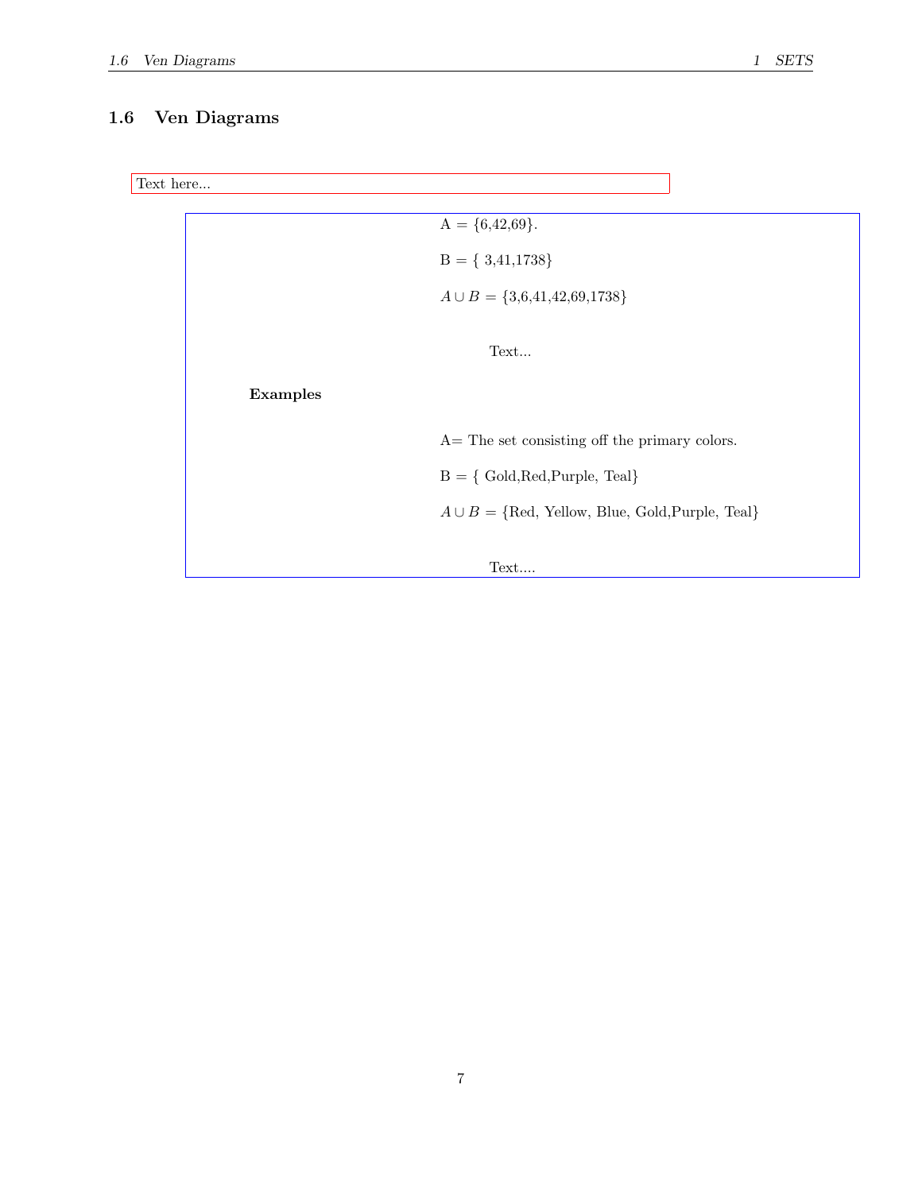## 1.6 Ven Diagrams

Text here...

A = {6,42,69}.

B = { 3,41,1738}

$A \cup B$ = {3,6,41,42,69,1738}

Text...

**Examples**

A= The set consisting off the primary colors.

B = { Gold,Red,Purple, Teal}

$A \cup B$ = {Red, Yellow, Blue, Gold,Purple, Teal}

Text....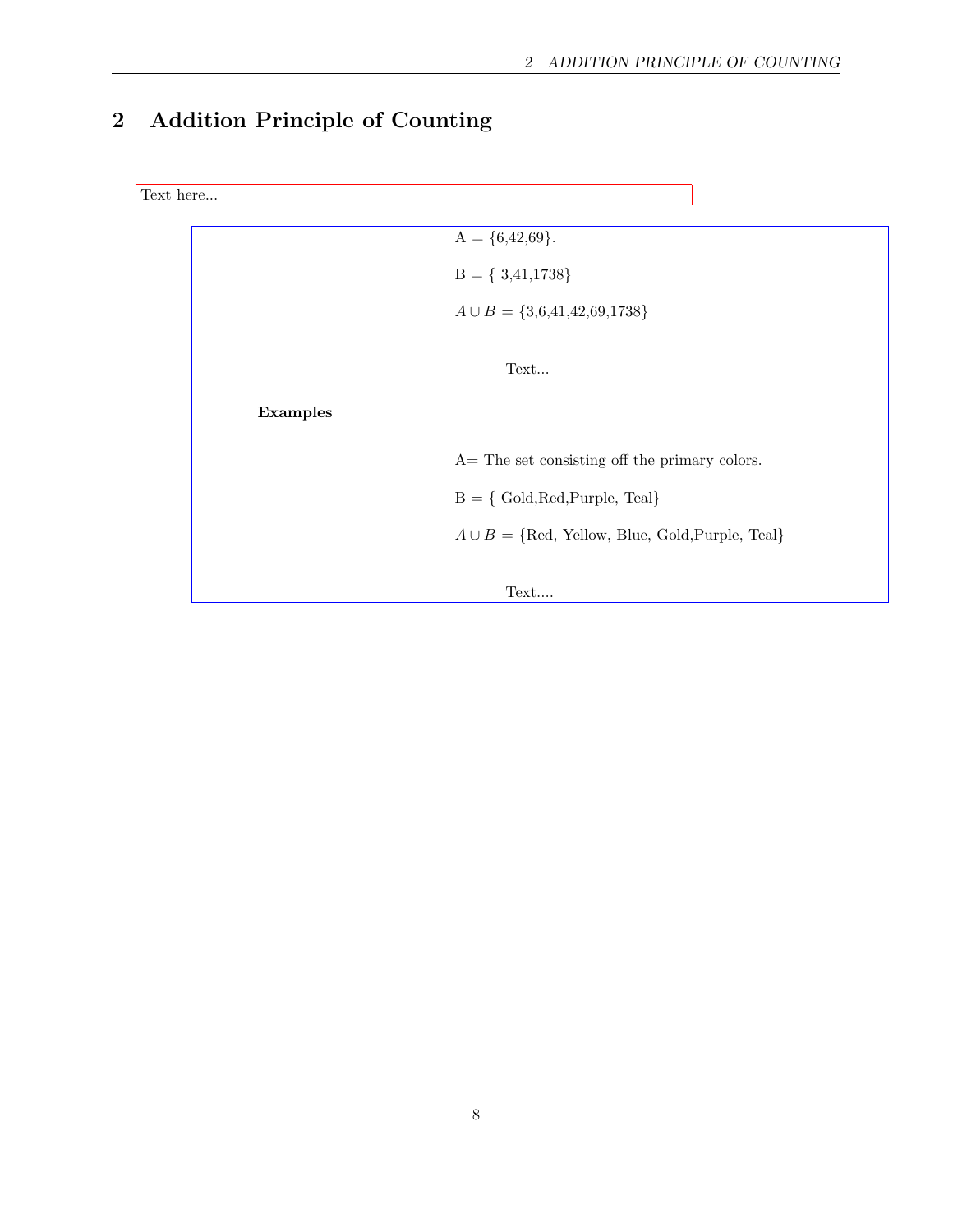## 2 Addition Principle of Counting

Text here...

A = {6,42,69}.

B = { 3,41,1738}

$A \cup B$ = {3,6,41,42,69,1738}

Text...

**Examples**

A= The set consisting off the primary colors.

B = { Gold,Red,Purple, Teal}

$A \cup B$ = {Red, Yellow, Blue, Gold,Purple, Teal}

Text....